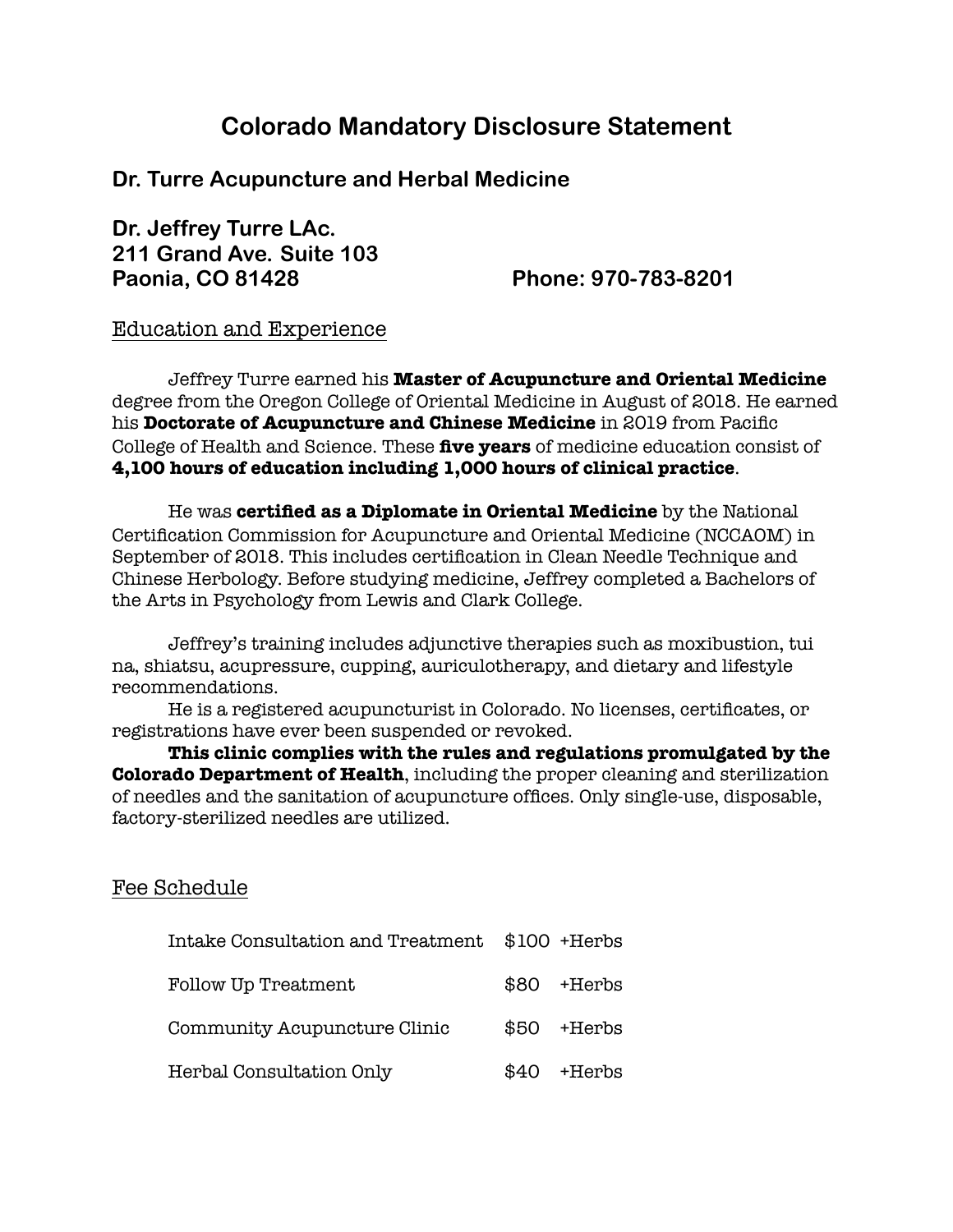# Colorado Mandatory Disclosure Statement

## Dr. Turre Acupuncture and Herbal Medicine

**Dr. Jeffrey Turre LAc.**
**211 Grand Ave. Suite 103**
**Paonia, CO 81428** **Phone: 970-783-8201**

## Education and Experience

Jeffrey Turre earned his **Master of Acupuncture and Oriental Medicine** degree from the Oregon College of Oriental Medicine in August of 2018. He earned his **Doctorate of Acupuncture and Chinese Medicine** in 2019 from Pacific College of Health and Science. These **five years** of medicine education consist of **4,100 hours of education including 1,000 hours of clinical practice**.

He was **certified as a Diplomate in Oriental Medicine** by the National Certification Commission for Acupuncture and Oriental Medicine (NCCAOM) in September of 2018. This includes certification in Clean Needle Technique and Chinese Herbology. Before studying medicine, Jeffrey completed a Bachelors of the Arts in Psychology from Lewis and Clark College.

Jeffrey's training includes adjunctive therapies such as moxibustion, tui na, shiatsu, acupressure, cupping, auriculotherapy, and dietary and lifestyle recommendations.

He is a registered acupuncturist in Colorado. No licenses, certificates, or registrations have ever been suspended or revoked.

**This clinic complies with the rules and regulations promulgated by the Colorado Department of Health**, including the proper cleaning and sterilization of needles and the sanitation of acupuncture offices. Only single-use, disposable, factory-sterilized needles are utilized.

## Fee Schedule

| Service | Fee |
|---|---|
| Intake Consultation and Treatment | $100 +Herbs |
| Follow Up Treatment | $80 +Herbs |
| Community Acupuncture Clinic | $50 +Herbs |
| Herbal Consultation Only | $40 +Herbs |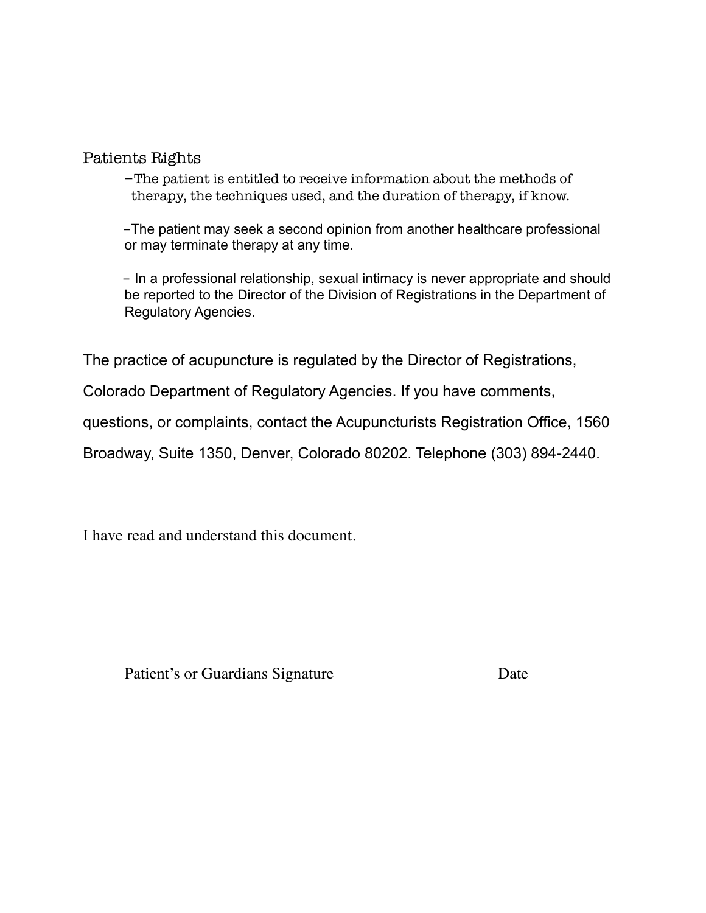## Patients Rights

- The patient is entitled to receive information about the methods of therapy, the techniques used, and the duration of therapy, if know.

- The patient may seek a second opinion from another healthcare professional or may terminate therapy at any time.

- In a professional relationship, sexual intimacy is never appropriate and should be reported to the Director of the Division of Registrations in the Department of Regulatory Agencies.

The practice of acupuncture is regulated by the Director of Registrations, Colorado Department of Regulatory Agencies. If you have comments, questions, or complaints, contact the Acupuncturists Registration Office, 1560 Broadway, Suite 1350, Denver, Colorado 80202. Telephone (303) 894-2440.

I have read and understand this document.

_______________________________________ _______________

Patient's or Guardians Signature Date